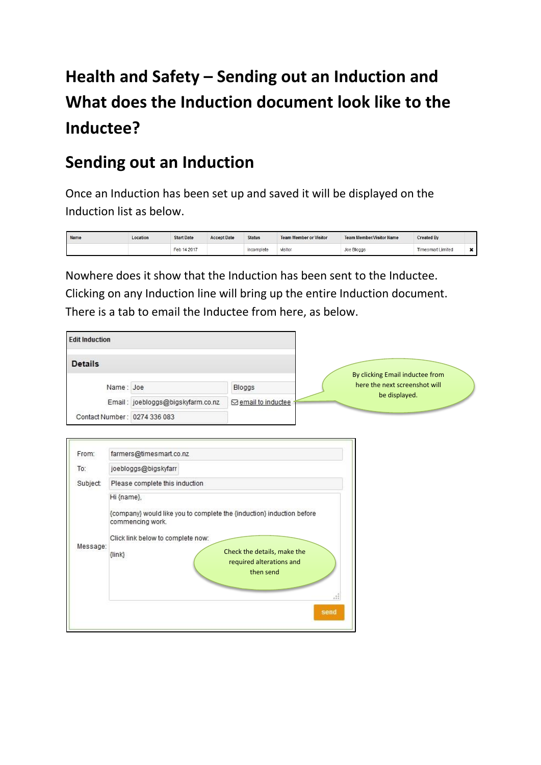# Health and Safety – Sending out an Induction and What does the Induction document look like to the Inductee?

## Sending out an Induction

Once an Induction has been set up and saved it will be displayed on the Induction list as below.

| Name | Location | Start Date | Accept Date | Status | Team Member or Visitor | Team Member/Visitor Name | Created By | |
|---|---|---|---|---|---|---|---|---|
| | | Feb 14 2017 | | incomplete | visitor | Joe Bloggs | Timesmart Limited | ✖ |

Nowhere does it show that the Induction has been sent to the Inductee. Clicking on any Induction line will bring up the entire Induction document. There is a tab to email the Inductee from here, as below.

**Edit Induction**

**Details**

Name : Joe | Bloggs

Email : joebloggs@bigskyfarm.co.nz | email to inductee

Contact Number : 0274 336 083

By clicking Email inductee from here the next screenshot will be displayed.

From: farmers@timesmart.co.nz

To: joebloggs@bigskyfarr

Subject: Please complete this induction

Message:

Hi {name},

{company} would like you to complete the {induction} induction before commencing work.

Click link below to complete now:

{link}

send

Check the details, make the required alterations and then send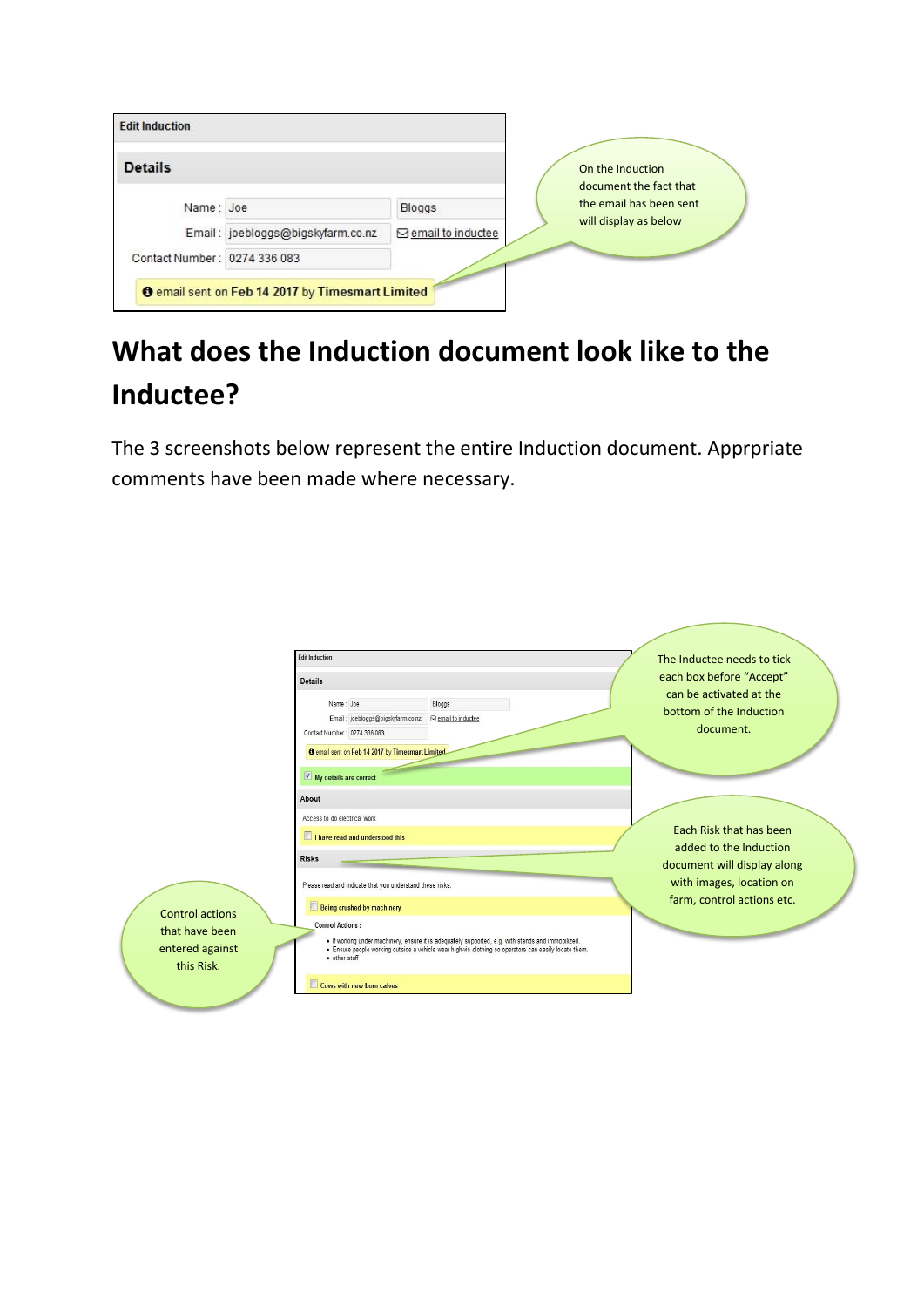**Edit Induction**

**Details**

Name : Joe | Bloggs

Email : joebloggs@bigskyfarm.co.nz | email to inductee

Contact Number : 0274 336 083

email sent on **Feb 14 2017** by **Timesmart Limited**

On the Induction document the fact that the email has been sent will display as below

# What does the Induction document look like to the Inductee?

The 3 screenshots below represent the entire Induction document. Apprpriate comments have been made where necessary.

Edit Induction

Details

Name : Joe | Bloggs

Email : joebloggs@bigskyfarm.co.nz | email to inductee

Contact Number : 0274 336 083

email sent on Feb 14 2017 by Timesmart Limited

☑ My details are correct

About

Access to do electrical work

☐ I have read and understood this

Risks

Please read and indicate that you understand these risks.

☐ Being crushed by machinery

Control Actions :

- If working under machinery, ensure it is adequately supported, e.g. with stands and immobilized.
- Ensure people working outside a vehicle wear high-vis clothing so operators can easily locate them.
- other stuff

☐ Cows with new born calves

The Inductee needs to tick each box before "Accept" can be activated at the bottom of the Induction document.

Each Risk that has been added to the Induction document will display along with images, location on farm, control actions etc.

Control actions that have been entered against this Risk.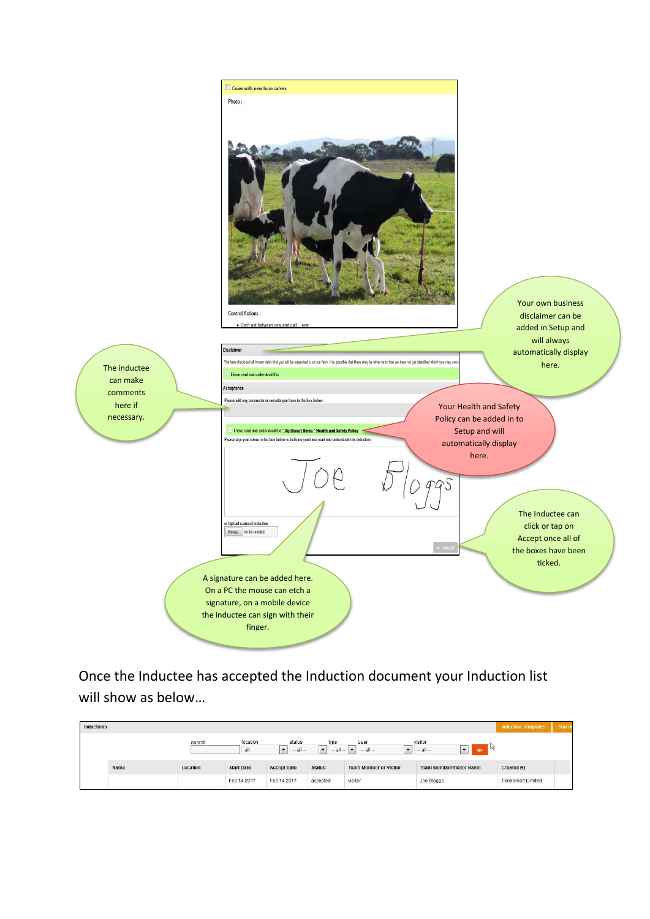Cows with new born calves

Photo :

Control Actions :

- Don't get between cow and calf ... ever

Your own business disclaimer can be added in Setup and will always automatically display here.

Disclaimer

We have disclosed all known risks that you will be subjected to on our farm. It is possible that there may be other risks that we have not yet identified which you may enco

I have read and understood this

Acceptance

The inductee can make comments here if necessary.

Please add any comments or remarks you have in the box below:

Your Health and Safety Policy can be added in to Setup and will automatically display here.

I have read and understood the " AgriSmart Demo " Health and Safety Policy

Please sign your name in the box below to indicate you have read and understood this induction

or Upload scanned induction

Browse... No file selected.

ACCEPT

The Inductee can click or tap on Accept once all of the boxes have been ticked.

A signature can be added here. On a PC the mouse can etch a signature, on a mobile device the inductee can sign with their finger.

Once the Inductee has accepted the Induction document your Induction list will show as below…

Inductions — Induction Templates — Start I

search | location: all | status: -- all -- | type: -- all -- | user: -- all -- | visitor: -- all -- | go

| Name | Location | Start Date | Accept Date | Status | Team Member or Visitor | Team Member/Visitor Name | Created By |
|---|---|---|---|---|---|---|---|
| | | Feb 14 2017 | Feb 14 2017 | accepted | visitor | Joe Bloggs | Timesmart Limited |